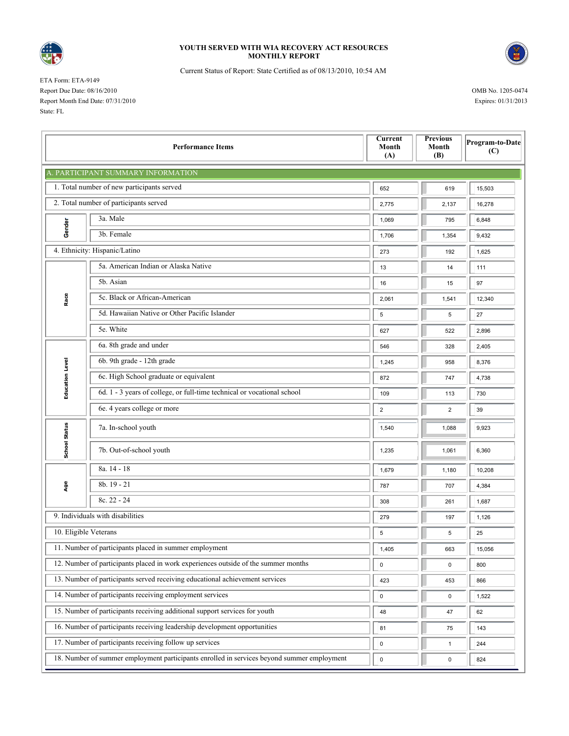# YOUTH SERVED WITH WIA RECOVERY ACT RESOURCES
# MONTHLY REPORT

Current Status of Report: State Certified as of 08/13/2010, 10:54 AM

ETA Form: ETA-9149
Report Due Date: 08/16/2010
Report Month End Date: 07/31/2010
State: FL

OMB No. 1205-0474
Expires: 01/31/2013

| | Performance Items | Current Month (A) | Previous Month (B) | Program-to-Date (C) |
|---|---|---|---|---|
| **A. PARTICIPANT SUMMARY INFORMATION** | | | | |
| | 1. Total number of new participants served | 652 | 619 | 15,503 |
| | 2. Total number of participants served | 2,775 | 2,137 | 16,278 |
| Gender | 3a. Male | 1,069 | 795 | 6,848 |
| | 3b. Female | 1,706 | 1,354 | 9,432 |
| | 4. Ethnicity: Hispanic/Latino | 273 | 192 | 1,625 |
| Race | 5a. American Indian or Alaska Native | 13 | 14 | 111 |
| | 5b. Asian | 16 | 15 | 97 |
| | 5c. Black or African-American | 2,061 | 1,541 | 12,340 |
| | 5d. Hawaiian Native or Other Pacific Islander | 5 | 5 | 27 |
| | 5e. White | 627 | 522 | 2,896 |
| Education Level | 6a. 8th grade and under | 546 | 328 | 2,405 |
| | 6b. 9th grade - 12th grade | 1,245 | 958 | 8,376 |
| | 6c. High School graduate or equivalent | 872 | 747 | 4,738 |
| | 6d. 1 - 3 years of college, or full-time technical or vocational school | 109 | 113 | 730 |
| | 6e. 4 years college or more | 2 | 2 | 39 |
| School Status | 7a. In-school youth | 1,540 | 1,088 | 9,923 |
| | 7b. Out-of-school youth | 1,235 | 1,061 | 6,360 |
| Age | 8a. 14 - 18 | 1,679 | 1,180 | 10,208 |
| | 8b. 19 - 21 | 787 | 707 | 4,384 |
| | 8c. 22 - 24 | 308 | 261 | 1,687 |
| | 9. Individuals with disabilities | 279 | 197 | 1,126 |
| | 10. Eligible Veterans | 5 | 5 | 25 |
| | 11. Number of participants placed in summer employment | 1,405 | 663 | 15,056 |
| | 12. Number of participants placed in work experiences outside of the summer months | 0 | 0 | 800 |
| | 13. Number of participants served receiving educational achievement services | 423 | 453 | 866 |
| | 14. Number of participants receiving employment services | 0 | 0 | 1,522 |
| | 15. Number of participants receiving additional support services for youth | 48 | 47 | 62 |
| | 16. Number of participants receiving leadership development opportunities | 81 | 75 | 143 |
| | 17. Number of participants receiving follow up services | 0 | 1 | 244 |
| | 18. Number of summer employment participants enrolled in services beyond summer employment | 0 | 0 | 824 |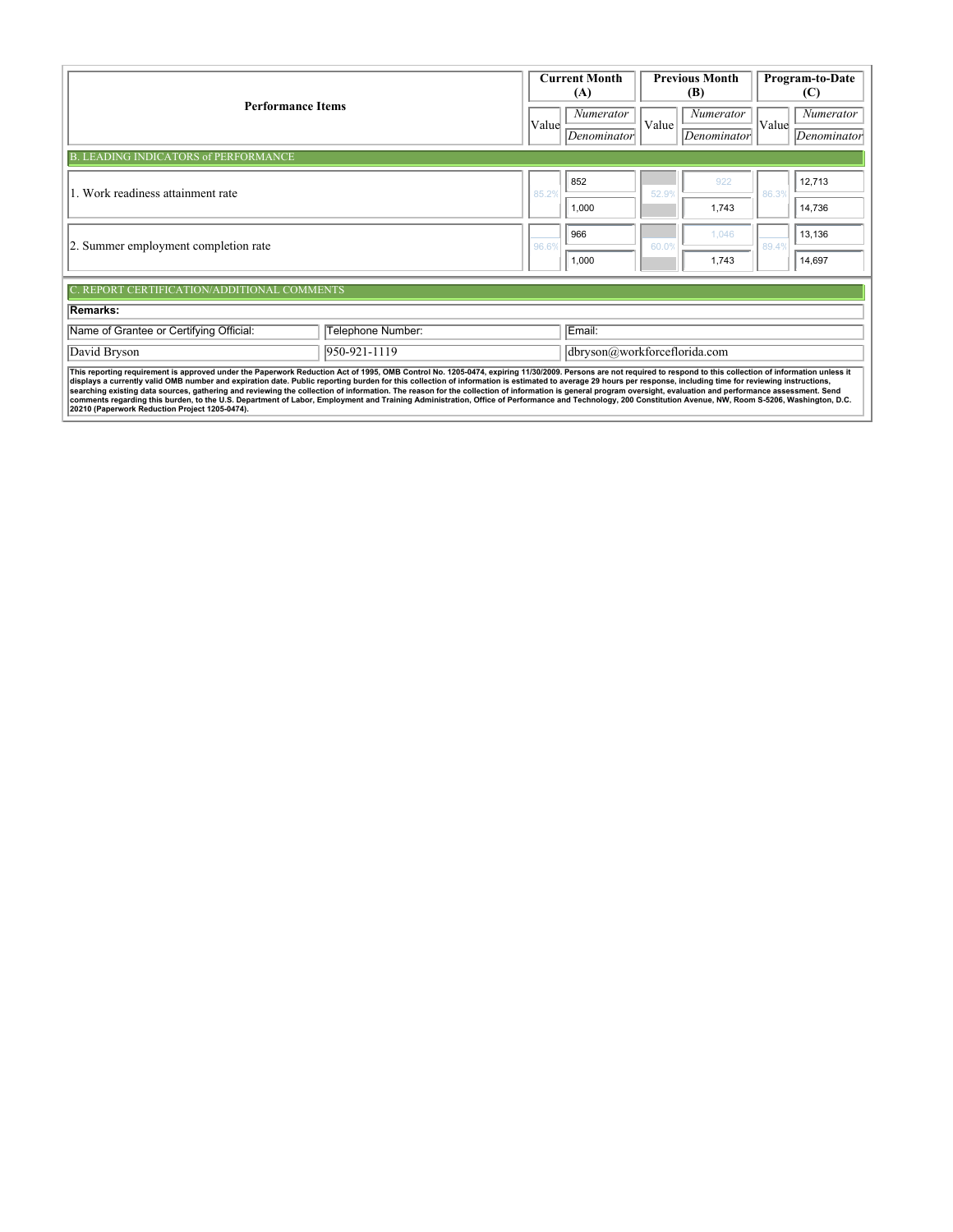| Performance Items | Current Month (A) | | Previous Month (B) | | Program-to-Date (C) | |
|---|---|---|---|---|---|---|
| | Value | Numerator / Denominator | Value | Numerator / Denominator | Value | Numerator / Denominator |
| **B. LEADING INDICATORS of PERFORMANCE** | | | | | | |
| 1. Work readiness attainment rate | 85.2% | 852 / 1,000 | 52.9% | 922 / 1,743 | 86.3% | 12,713 / 14,736 |
| 2. Summer employment completion rate | 96.6% | 966 / 1,000 | 60.0% | 1,046 / 1,743 | 89.4% | 13,136 / 14,697 |

## C. REPORT CERTIFICATION/ADDITIONAL COMMENTS

**Remarks:**

| Name of Grantee or Certifying Official: | Telephone Number: | Email: |
|---|---|---|
| David Bryson | 950-921-1119 | dbryson@workforceflorida.com |

**This reporting requirement is approved under the Paperwork Reduction Act of 1995, OMB Control No. 1205-0474, expiring 11/30/2009. Persons are not required to respond to this collection of information unless it displays a currently valid OMB number and expiration date. Public reporting burden for this collection of information is estimated to average 29 hours per response, including time for reviewing instructions, searching existing data sources, gathering and reviewing the collection of information. The reason for the collection of information is general program oversight, evaluation and performance assessment. Send comments regarding this burden, to the U.S. Department of Labor, Employment and Training Administration, Office of Performance and Technology, 200 Constitution Avenue, NW, Room S-5206, Washington, D.C. 20210 (Paperwork Reduction Project 1205-0474).**